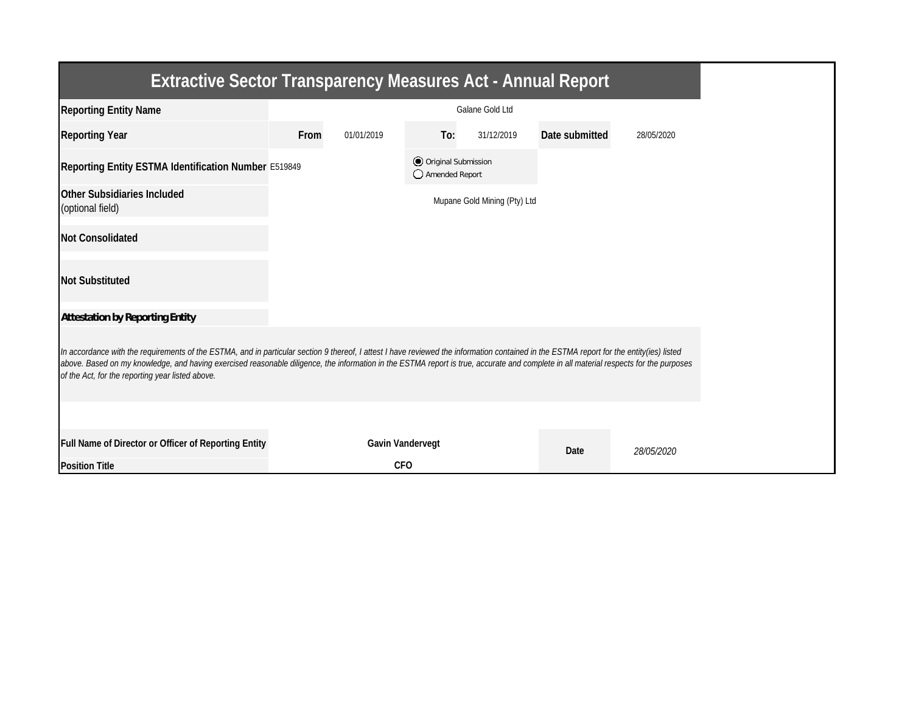# Extractive Sector Transparency Measures Act - Annual Report

| | | | | | | |
|---|---|---|---|---|---|---|
| **Reporting Entity Name** | Galane Gold Ltd | | | | | |
| **Reporting Year** | **From** | 01/01/2019 | **To:** | 31/12/2019 | **Date submitted** | 28/05/2020 |
| **Reporting Entity ESTMA Identification Number** | E519849 | | ◉ Original Submission ◯ Amended Report | | | |
| **Other Subsidiaries Included** (optional field) | Mupane Gold Mining (Pty) Ltd | | | | | |
| **Not Consolidated** | | | | | | |
| **Not Substituted** | | | | | | |

**Attestation by Reporting Entity**

*In accordance with the requirements of the ESTMA, and in particular section 9 thereof, I attest I have reviewed the information contained in the ESTMA report for the entity(ies) listed above. Based on my knowledge, and having exercised reasonable diligence, the information in the ESTMA report is true, accurate and complete in all material respects for the purposes of the Act, for the reporting year listed above.*

| | | | |
|---|---|---|---|
| **Full Name of Director or Officer of Reporting Entity** | **Gavin Vandervegt** | **Date** | *28/05/2020* |
| **Position Title** | **CFO** | | |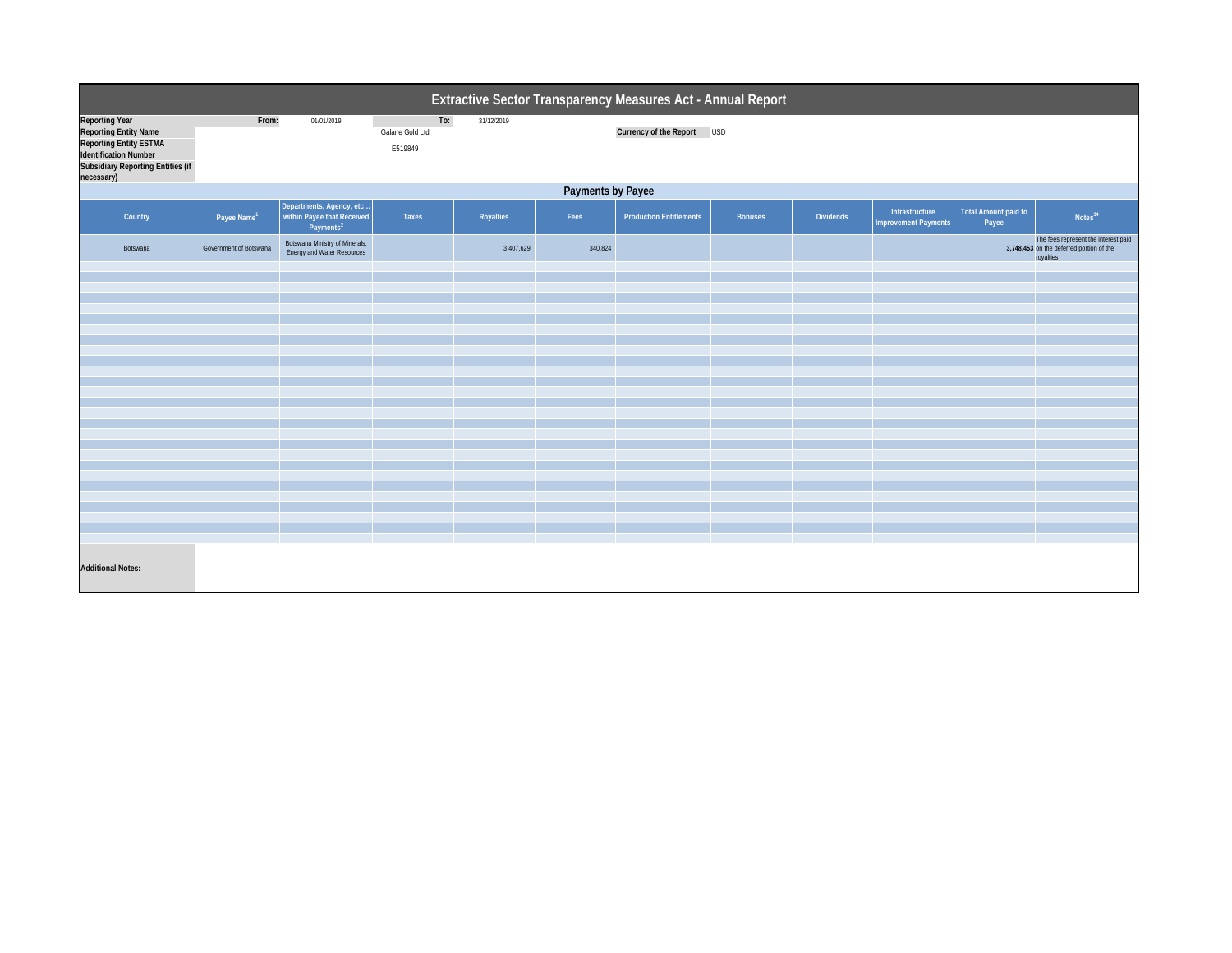# Extractive Sector Transparency Measures Act - Annual Report

| | | | | |
|---|---|---|---|---|
| **Reporting Year** | **From:** | 01/01/2019 | **To:** | 31/12/2019 |
| **Reporting Entity Name** | | Galane Gold Ltd | **Currency of the Report** | USD |
| **Reporting Entity ESTMA Identification Number** | | E519849 | | |
| **Subsidiary Reporting Entities (if necessary)** | | | | |

## Payments by Payee

| Country | Payee Name[1] | Departments, Agency, etc… within Payee that Received Payments[2] | Taxes | Royalties | Fees | Production Entitlements | Bonuses | Dividends | Infrastructure Improvement Payments | Total Amount paid to Payee | Notes[34] |
|---|---|---|---|---|---|---|---|---|---|---|---|
| Botswana | Government of Botswana | Botswana Ministry of Minerals, Energy and Water Resources | | 3,407,629 | 340,824 | | | | | 3,748,453 | The fees represent the interest paid on the deferred portion of the royalties |

**Additional Notes:**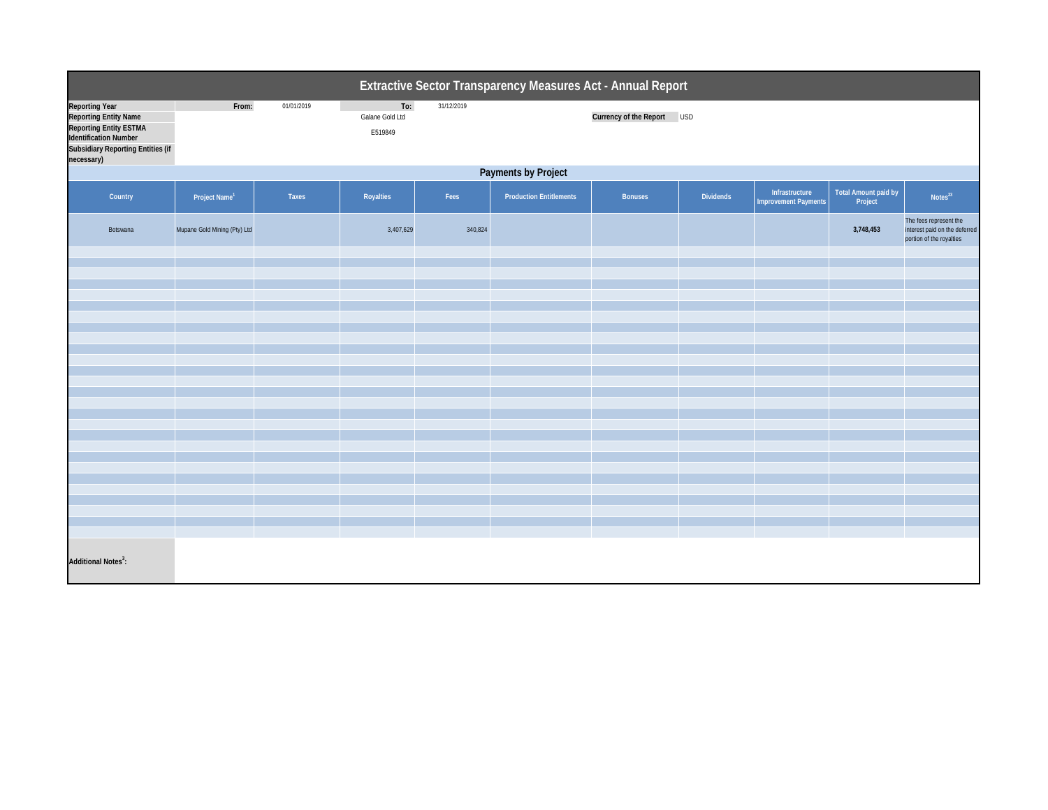# Extractive Sector Transparency Measures Act - Annual Report

| | | | | | |
|---|---|---|---|---|---|
| **Reporting Year** | From: | 01/01/2019 | To: | 31/12/2019 | |
| **Reporting Entity Name** | | Galane Gold Ltd | | **Currency of the Report** | USD |
| **Reporting Entity ESTMA Identification Number** | | E519849 | | | |
| **Subsidiary Reporting Entities (if necessary)** | | | | | |

## Payments by Project

| Country | Project Name[1] | Taxes | Royalties | Fees | Production Entitlements | Bonuses | Dividends | Infrastructure Improvement Payments | Total Amount paid by Project | Notes[23] |
|---|---|---|---|---|---|---|---|---|---|---|
| Botswana | Mupane Gold Mining (Pty) Ltd | | 3,407,629 | 340,824 | | | | | **3,748,453** | The fees represent the interest paid on the deferred portion of the royalties |

**Additional Notes[3]:**